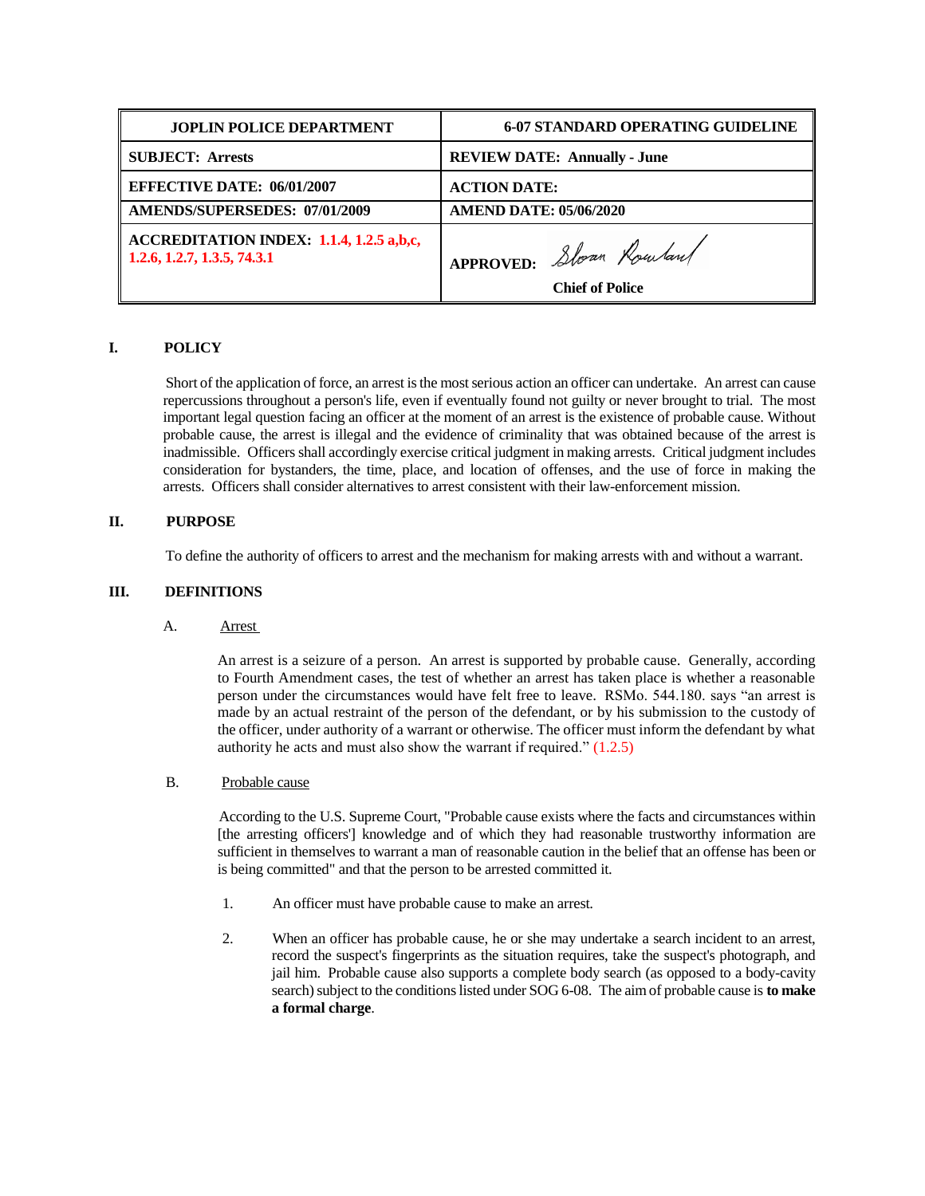| JOPLIN POLICE DEPARTMENT | 6-07 STANDARD OPERATING GUIDELINE |
|---|---|
| **SUBJECT: Arrests** | **REVIEW DATE: Annually - June** |
| **EFFECTIVE DATE: 06/01/2007** | **ACTION DATE:** |
| **AMENDS/SUPERSEDES: 07/01/2009** | **AMEND DATE: 05/06/2020** |
| **ACCREDITATION INDEX: 1.1.4, 1.2.5 a,b,c, 1.2.6, 1.2.7, 1.3.5, 74.3.1** | **APPROVED:** Sloan Rowland **Chief of Police** |

## I. POLICY

Short of the application of force, an arrest is the most serious action an officer can undertake. An arrest can cause repercussions throughout a person's life, even if eventually found not guilty or never brought to trial. The most important legal question facing an officer at the moment of an arrest is the existence of probable cause. Without probable cause, the arrest is illegal and the evidence of criminality that was obtained because of the arrest is inadmissible. Officers shall accordingly exercise critical judgment in making arrests. Critical judgment includes consideration for bystanders, the time, place, and location of offenses, and the use of force in making the arrests. Officers shall consider alternatives to arrest consistent with their law-enforcement mission.

## II. PURPOSE

To define the authority of officers to arrest and the mechanism for making arrests with and without a warrant.

## III. DEFINITIONS

### A. Arrest

An arrest is a seizure of a person. An arrest is supported by probable cause. Generally, according to Fourth Amendment cases, the test of whether an arrest has taken place is whether a reasonable person under the circumstances would have felt free to leave. RSMo. 544.180. says "an arrest is made by an actual restraint of the person of the defendant, or by his submission to the custody of the officer, under authority of a warrant or otherwise. The officer must inform the defendant by what authority he acts and must also show the warrant if required." (1.2.5)

### B. Probable cause

According to the U.S. Supreme Court, "Probable cause exists where the facts and circumstances within [the arresting officers'] knowledge and of which they had reasonable trustworthy information are sufficient in themselves to warrant a man of reasonable caution in the belief that an offense has been or is being committed" and that the person to be arrested committed it.

1. An officer must have probable cause to make an arrest.

2. When an officer has probable cause, he or she may undertake a search incident to an arrest, record the suspect's fingerprints as the situation requires, take the suspect's photograph, and jail him. Probable cause also supports a complete body search (as opposed to a body-cavity search) subject to the conditions listed under SOG 6-08. The aim of probable cause is **to make a formal charge**.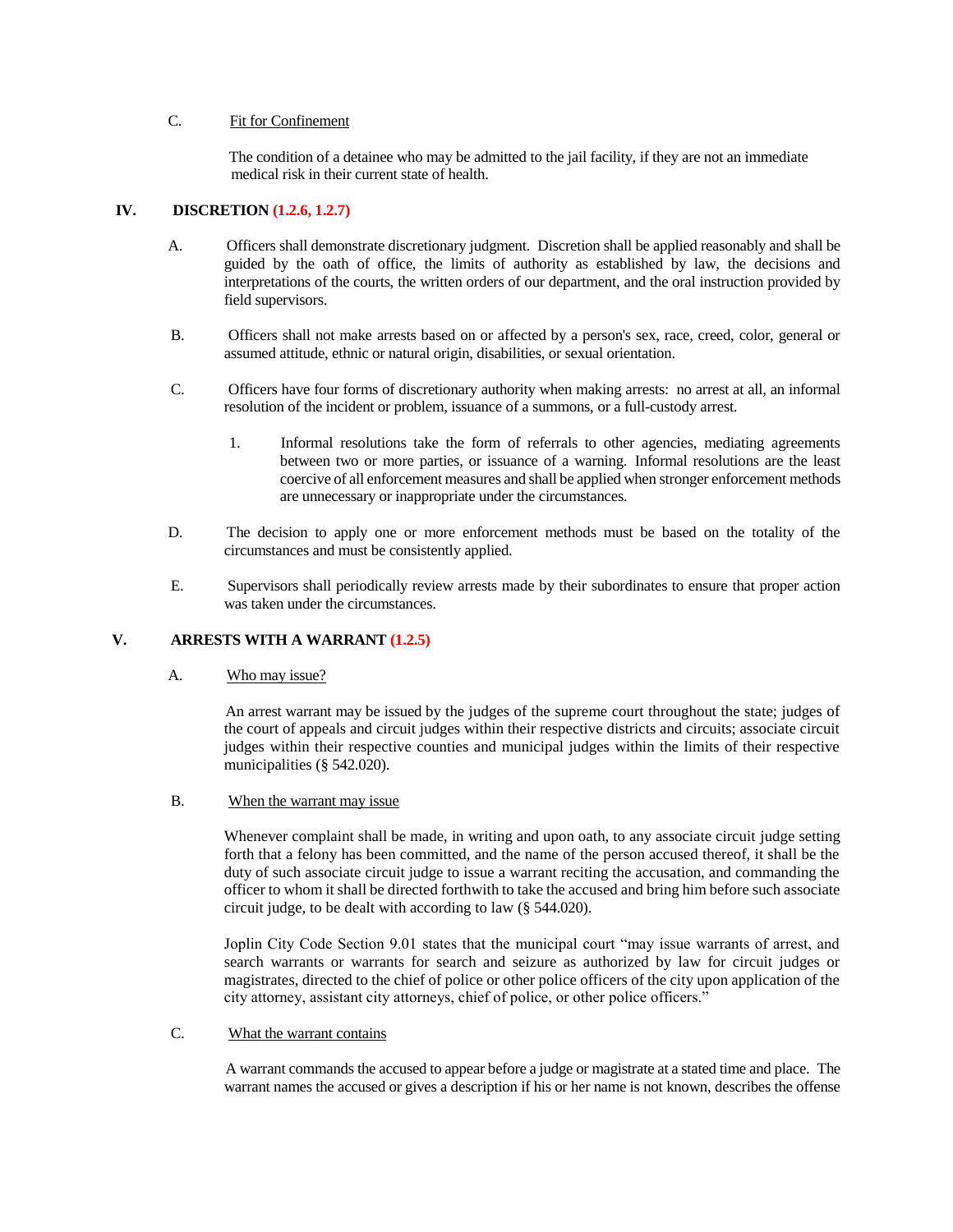C. Fit for Confinement

The condition of a detainee who may be admitted to the jail facility, if they are not an immediate medical risk in their current state of health.

## IV. DISCRETION (1.2.6, 1.2.7)

A. Officers shall demonstrate discretionary judgment. Discretion shall be applied reasonably and shall be guided by the oath of office, the limits of authority as established by law, the decisions and interpretations of the courts, the written orders of our department, and the oral instruction provided by field supervisors.

B. Officers shall not make arrests based on or affected by a person's sex, race, creed, color, general or assumed attitude, ethnic or natural origin, disabilities, or sexual orientation.

C. Officers have four forms of discretionary authority when making arrests: no arrest at all, an informal resolution of the incident or problem, issuance of a summons, or a full-custody arrest.

1. Informal resolutions take the form of referrals to other agencies, mediating agreements between two or more parties, or issuance of a warning. Informal resolutions are the least coercive of all enforcement measures and shall be applied when stronger enforcement methods are unnecessary or inappropriate under the circumstances.

D. The decision to apply one or more enforcement methods must be based on the totality of the circumstances and must be consistently applied.

E. Supervisors shall periodically review arrests made by their subordinates to ensure that proper action was taken under the circumstances.

## V. ARRESTS WITH A WARRANT (1.2.5)

A. Who may issue?

An arrest warrant may be issued by the judges of the supreme court throughout the state; judges of the court of appeals and circuit judges within their respective districts and circuits; associate circuit judges within their respective counties and municipal judges within the limits of their respective municipalities (§ 542.020).

B. When the warrant may issue

Whenever complaint shall be made, in writing and upon oath, to any associate circuit judge setting forth that a felony has been committed, and the name of the person accused thereof, it shall be the duty of such associate circuit judge to issue a warrant reciting the accusation, and commanding the officer to whom it shall be directed forthwith to take the accused and bring him before such associate circuit judge, to be dealt with according to law (§ 544.020).

Joplin City Code Section 9.01 states that the municipal court "may issue warrants of arrest, and search warrants or warrants for search and seizure as authorized by law for circuit judges or magistrates, directed to the chief of police or other police officers of the city upon application of the city attorney, assistant city attorneys, chief of police, or other police officers."

C. What the warrant contains

A warrant commands the accused to appear before a judge or magistrate at a stated time and place. The warrant names the accused or gives a description if his or her name is not known, describes the offense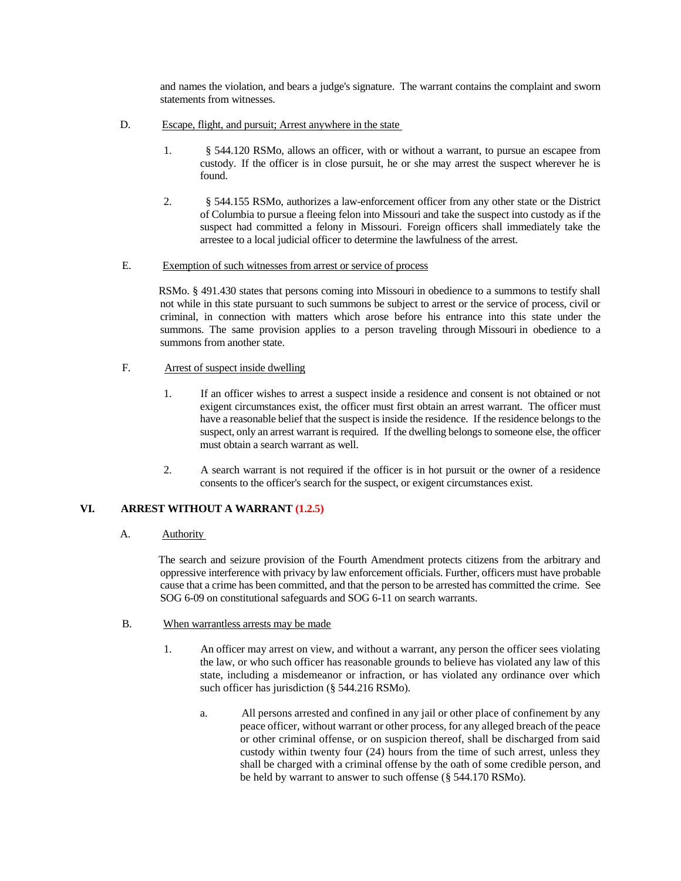and names the violation, and bears a judge's signature. The warrant contains the complaint and sworn statements from witnesses.

D. Escape, flight, and pursuit; Arrest anywhere in the state

1. § 544.120 RSMo, allows an officer, with or without a warrant, to pursue an escapee from custody. If the officer is in close pursuit, he or she may arrest the suspect wherever he is found.

2. § 544.155 RSMo, authorizes a law-enforcement officer from any other state or the District of Columbia to pursue a fleeing felon into Missouri and take the suspect into custody as if the suspect had committed a felony in Missouri. Foreign officers shall immediately take the arrestee to a local judicial officer to determine the lawfulness of the arrest.

E. Exemption of such witnesses from arrest or service of process

RSMo. § 491.430 states that persons coming into Missouri in obedience to a summons to testify shall not while in this state pursuant to such summons be subject to arrest or the service of process, civil or criminal, in connection with matters which arose before his entrance into this state under the summons. The same provision applies to a person traveling through Missouri in obedience to a summons from another state.

F. Arrest of suspect inside dwelling

1. If an officer wishes to arrest a suspect inside a residence and consent is not obtained or not exigent circumstances exist, the officer must first obtain an arrest warrant. The officer must have a reasonable belief that the suspect is inside the residence. If the residence belongs to the suspect, only an arrest warrant is required. If the dwelling belongs to someone else, the officer must obtain a search warrant as well.

2. A search warrant is not required if the officer is in hot pursuit or the owner of a residence consents to the officer's search for the suspect, or exigent circumstances exist.

## VI. ARREST WITHOUT A WARRANT (1.2.5)

A. Authority

The search and seizure provision of the Fourth Amendment protects citizens from the arbitrary and oppressive interference with privacy by law enforcement officials. Further, officers must have probable cause that a crime has been committed, and that the person to be arrested has committed the crime. See SOG 6-09 on constitutional safeguards and SOG 6-11 on search warrants.

B. When warrantless arrests may be made

1. An officer may arrest on view, and without a warrant, any person the officer sees violating the law, or who such officer has reasonable grounds to believe has violated any law of this state, including a misdemeanor or infraction, or has violated any ordinance over which such officer has jurisdiction (§ 544.216 RSMo).

   a. All persons arrested and confined in any jail or other place of confinement by any peace officer, without warrant or other process, for any alleged breach of the peace or other criminal offense, or on suspicion thereof, shall be discharged from said custody within twenty four (24) hours from the time of such arrest, unless they shall be charged with a criminal offense by the oath of some credible person, and be held by warrant to answer to such offense (§ 544.170 RSMo).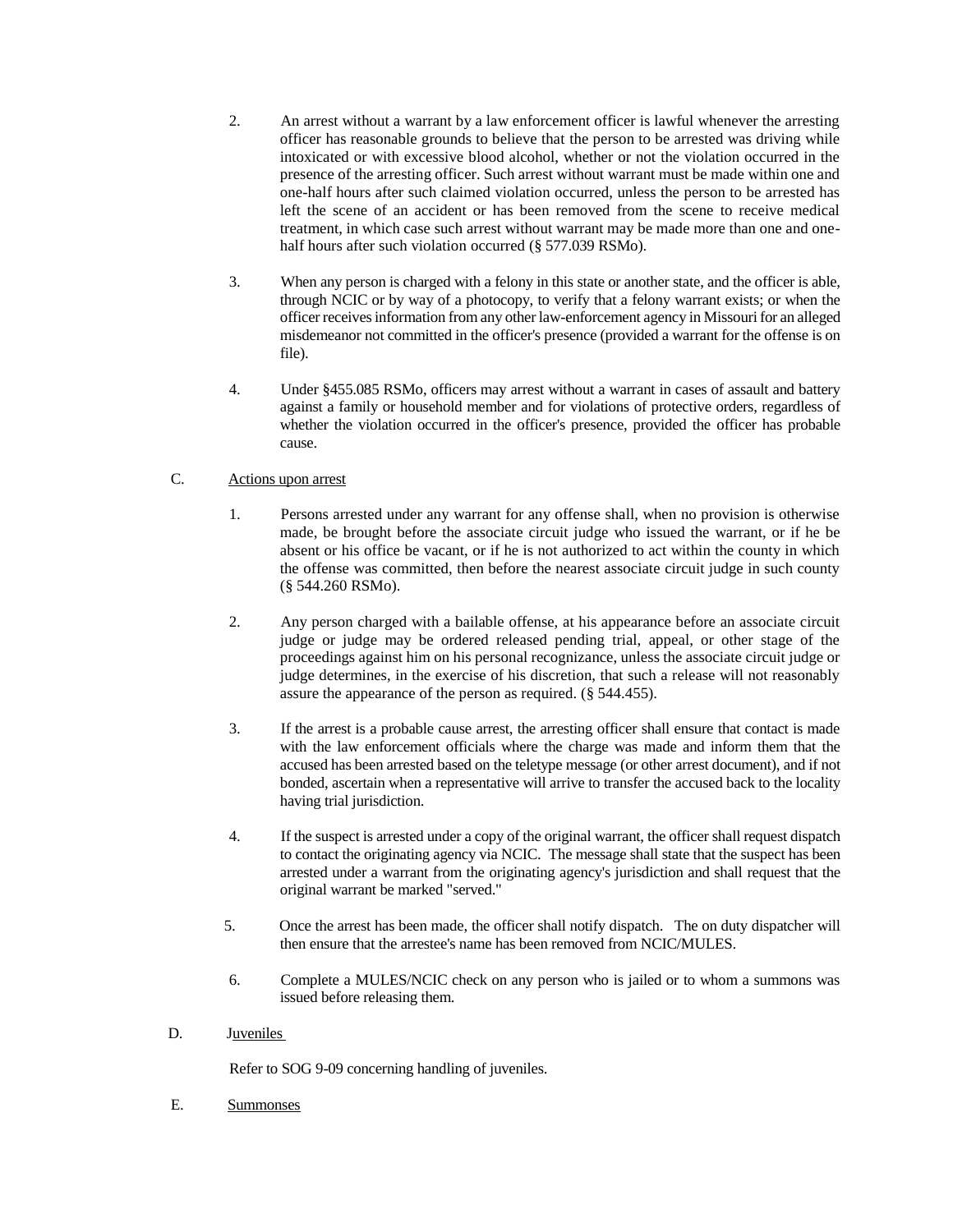2. An arrest without a warrant by a law enforcement officer is lawful whenever the arresting officer has reasonable grounds to believe that the person to be arrested was driving while intoxicated or with excessive blood alcohol, whether or not the violation occurred in the presence of the arresting officer. Such arrest without warrant must be made within one and one-half hours after such claimed violation occurred, unless the person to be arrested has left the scene of an accident or has been removed from the scene to receive medical treatment, in which case such arrest without warrant may be made more than one and one-half hours after such violation occurred (§ 577.039 RSMo).

3. When any person is charged with a felony in this state or another state, and the officer is able, through NCIC or by way of a photocopy, to verify that a felony warrant exists; or when the officer receives information from any other law-enforcement agency in Missouri for an alleged misdemeanor not committed in the officer's presence (provided a warrant for the offense is on file).

4. Under §455.085 RSMo, officers may arrest without a warrant in cases of assault and battery against a family or household member and for violations of protective orders, regardless of whether the violation occurred in the officer's presence, provided the officer has probable cause.

C. <u>Actions upon arrest</u>

1. Persons arrested under any warrant for any offense shall, when no provision is otherwise made, be brought before the associate circuit judge who issued the warrant, or if he be absent or his office be vacant, or if he is not authorized to act within the county in which the offense was committed, then before the nearest associate circuit judge in such county (§ 544.260 RSMo).

2. Any person charged with a bailable offense, at his appearance before an associate circuit judge or judge may be ordered released pending trial, appeal, or other stage of the proceedings against him on his personal recognizance, unless the associate circuit judge or judge determines, in the exercise of his discretion, that such a release will not reasonably assure the appearance of the person as required. (§ 544.455).

3. If the arrest is a probable cause arrest, the arresting officer shall ensure that contact is made with the law enforcement officials where the charge was made and inform them that the accused has been arrested based on the teletype message (or other arrest document), and if not bonded, ascertain when a representative will arrive to transfer the accused back to the locality having trial jurisdiction.

4. If the suspect is arrested under a copy of the original warrant, the officer shall request dispatch to contact the originating agency via NCIC. The message shall state that the suspect has been arrested under a warrant from the originating agency's jurisdiction and shall request that the original warrant be marked "served."

5. Once the arrest has been made, the officer shall notify dispatch. The on duty dispatcher will then ensure that the arrestee's name has been removed from NCIC/MULES.

6. Complete a MULES/NCIC check on any person who is jailed or to whom a summons was issued before releasing them.

D. <u>Juveniles</u>

Refer to SOG 9-09 concerning handling of juveniles.

E. <u>Summonses</u>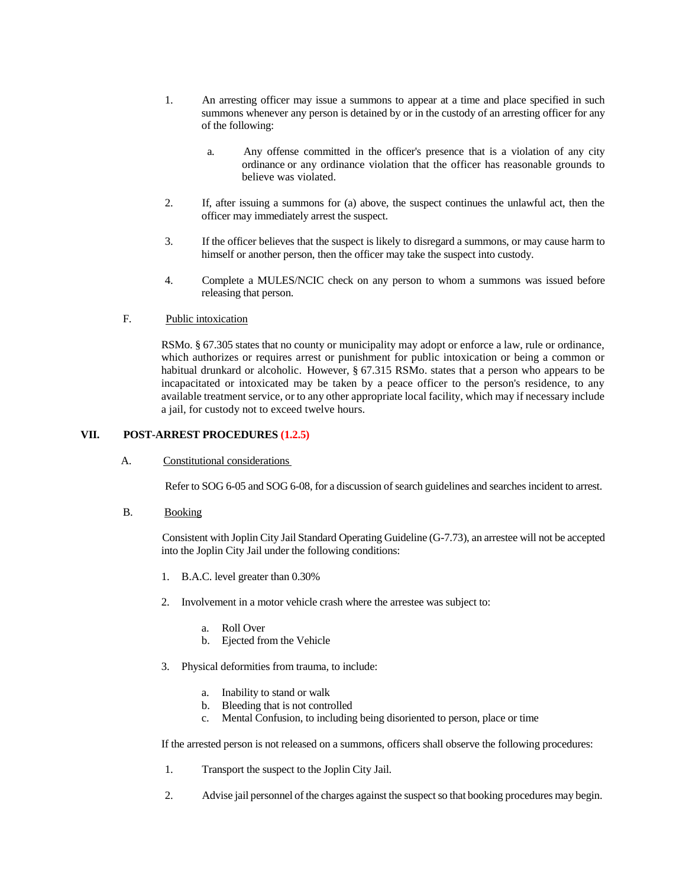1. An arresting officer may issue a summons to appear at a time and place specified in such summons whenever any person is detained by or in the custody of an arresting officer for any of the following:

    a. Any offense committed in the officer's presence that is a violation of any city ordinance or any ordinance violation that the officer has reasonable grounds to believe was violated.

2. If, after issuing a summons for (a) above, the suspect continues the unlawful act, then the officer may immediately arrest the suspect.

3. If the officer believes that the suspect is likely to disregard a summons, or may cause harm to himself or another person, then the officer may take the suspect into custody.

4. Complete a MULES/NCIC check on any person to whom a summons was issued before releasing that person.

F. <u>Public intoxication</u>

RSMo. § 67.305 states that no county or municipality may adopt or enforce a law, rule or ordinance, which authorizes or requires arrest or punishment for public intoxication or being a common or habitual drunkard or alcoholic. However, § 67.315 RSMo. states that a person who appears to be incapacitated or intoxicated may be taken by a peace officer to the person's residence, to any available treatment service, or to any other appropriate local facility, which may if necessary include a jail, for custody not to exceed twelve hours.

## VII. POST-ARREST PROCEDURES (1.2.5)

A. <u>Constitutional considerations</u>

Refer to SOG 6-05 and SOG 6-08, for a discussion of search guidelines and searches incident to arrest.

B. <u>Booking</u>

Consistent with Joplin City Jail Standard Operating Guideline (G-7.73), an arrestee will not be accepted into the Joplin City Jail under the following conditions:

1. B.A.C. level greater than 0.30%

2. Involvement in a motor vehicle crash where the arrestee was subject to:

    a. Roll Over
    b. Ejected from the Vehicle

3. Physical deformities from trauma, to include:

    a. Inability to stand or walk
    b. Bleeding that is not controlled
    c. Mental Confusion, to including being disoriented to person, place or time

If the arrested person is not released on a summons, officers shall observe the following procedures:

1. Transport the suspect to the Joplin City Jail.

2. Advise jail personnel of the charges against the suspect so that booking procedures may begin.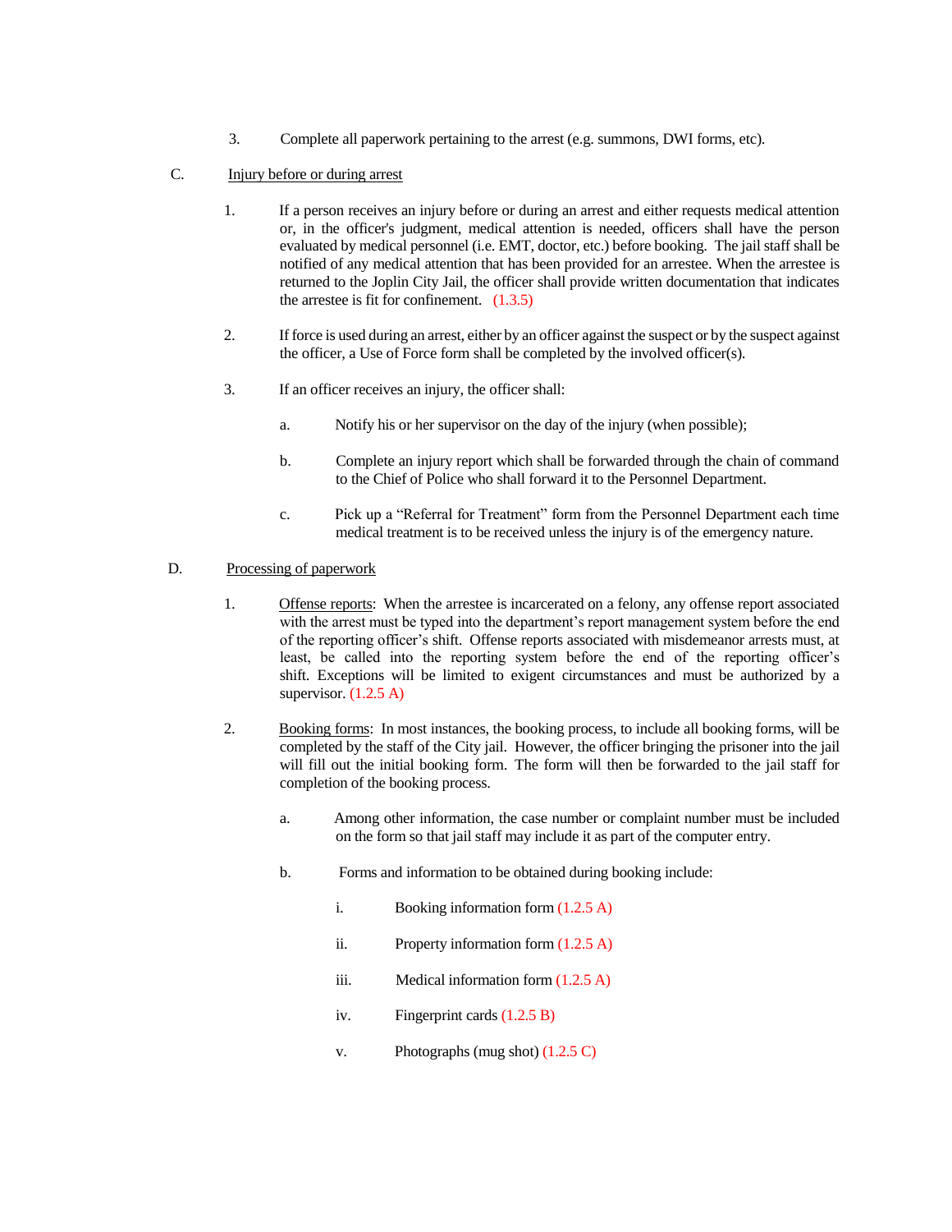3. Complete all paperwork pertaining to the arrest (e.g. summons, DWI forms, etc).

C. Injury before or during arrest

1. If a person receives an injury before or during an arrest and either requests medical attention or, in the officer's judgment, medical attention is needed, officers shall have the person evaluated by medical personnel (i.e. EMT, doctor, etc.) before booking. The jail staff shall be notified of any medical attention that has been provided for an arrestee. When the arrestee is returned to the Joplin City Jail, the officer shall provide written documentation that indicates the arrestee is fit for confinement. (1.3.5)

2. If force is used during an arrest, either by an officer against the suspect or by the suspect against the officer, a Use of Force form shall be completed by the involved officer(s).

3. If an officer receives an injury, the officer shall:

   a. Notify his or her supervisor on the day of the injury (when possible);

   b. Complete an injury report which shall be forwarded through the chain of command to the Chief of Police who shall forward it to the Personnel Department.

   c. Pick up a "Referral for Treatment" form from the Personnel Department each time medical treatment is to be received unless the injury is of the emergency nature.

D. Processing of paperwork

1. Offense reports: When the arrestee is incarcerated on a felony, any offense report associated with the arrest must be typed into the department's report management system before the end of the reporting officer's shift. Offense reports associated with misdemeanor arrests must, at least, be called into the reporting system before the end of the reporting officer's shift. Exceptions will be limited to exigent circumstances and must be authorized by a supervisor. (1.2.5 A)

2. Booking forms: In most instances, the booking process, to include all booking forms, will be completed by the staff of the City jail. However, the officer bringing the prisoner into the jail will fill out the initial booking form. The form will then be forwarded to the jail staff for completion of the booking process.

   a. Among other information, the case number or complaint number must be included on the form so that jail staff may include it as part of the computer entry.

   b. Forms and information to be obtained during booking include:

      i. Booking information form (1.2.5 A)

      ii. Property information form (1.2.5 A)

      iii. Medical information form (1.2.5 A)

      iv. Fingerprint cards (1.2.5 B)

      v. Photographs (mug shot) (1.2.5 C)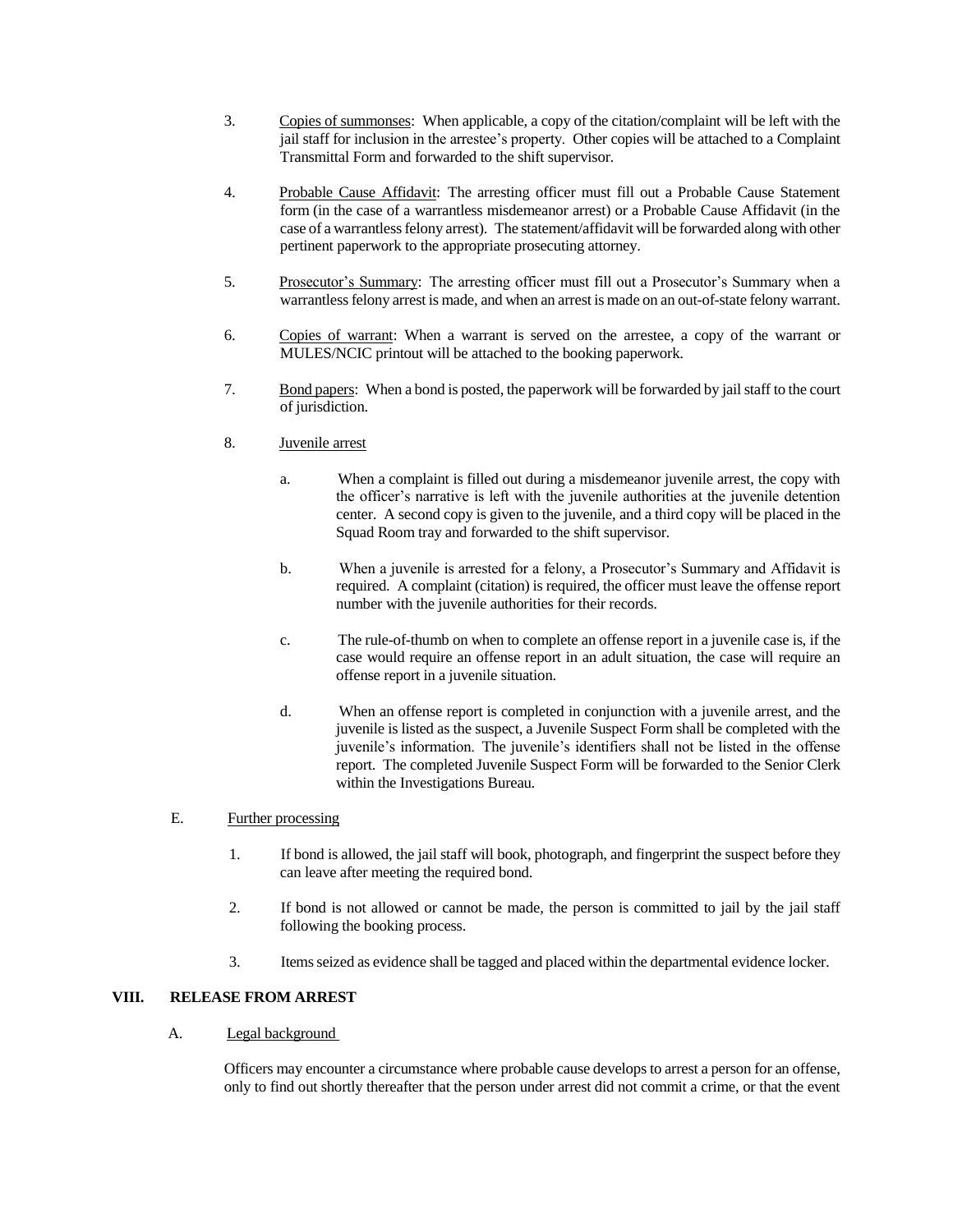3. Copies of summonses: When applicable, a copy of the citation/complaint will be left with the jail staff for inclusion in the arrestee's property. Other copies will be attached to a Complaint Transmittal Form and forwarded to the shift supervisor.

4. Probable Cause Affidavit: The arresting officer must fill out a Probable Cause Statement form (in the case of a warrantless misdemeanor arrest) or a Probable Cause Affidavit (in the case of a warrantless felony arrest). The statement/affidavit will be forwarded along with other pertinent paperwork to the appropriate prosecuting attorney.

5. Prosecutor's Summary: The arresting officer must fill out a Prosecutor's Summary when a warrantless felony arrest is made, and when an arrest is made on an out-of-state felony warrant.

6. Copies of warrant: When a warrant is served on the arrestee, a copy of the warrant or MULES/NCIC printout will be attached to the booking paperwork.

7. Bond papers: When a bond is posted, the paperwork will be forwarded by jail staff to the court of jurisdiction.

8. Juvenile arrest

   a. When a complaint is filled out during a misdemeanor juvenile arrest, the copy with the officer's narrative is left with the juvenile authorities at the juvenile detention center. A second copy is given to the juvenile, and a third copy will be placed in the Squad Room tray and forwarded to the shift supervisor.

   b. When a juvenile is arrested for a felony, a Prosecutor's Summary and Affidavit is required. A complaint (citation) is required, the officer must leave the offense report number with the juvenile authorities for their records.

   c. The rule-of-thumb on when to complete an offense report in a juvenile case is, if the case would require an offense report in an adult situation, the case will require an offense report in a juvenile situation.

   d. When an offense report is completed in conjunction with a juvenile arrest, and the juvenile is listed as the suspect, a Juvenile Suspect Form shall be completed with the juvenile's information. The juvenile's identifiers shall not be listed in the offense report. The completed Juvenile Suspect Form will be forwarded to the Senior Clerk within the Investigations Bureau.

E. Further processing

1. If bond is allowed, the jail staff will book, photograph, and fingerprint the suspect before they can leave after meeting the required bond.

2. If bond is not allowed or cannot be made, the person is committed to jail by the jail staff following the booking process.

3. Items seized as evidence shall be tagged and placed within the departmental evidence locker.

## VIII. RELEASE FROM ARREST

A. Legal background

Officers may encounter a circumstance where probable cause develops to arrest a person for an offense, only to find out shortly thereafter that the person under arrest did not commit a crime, or that the event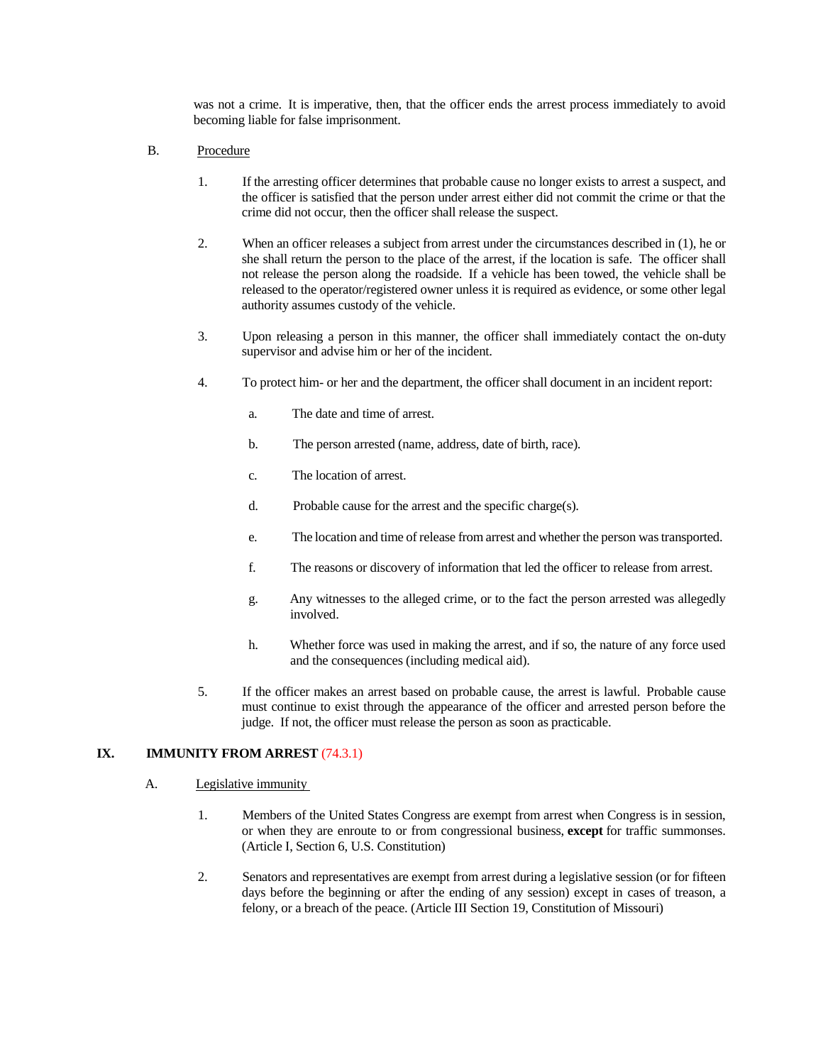was not a crime. It is imperative, then, that the officer ends the arrest process immediately to avoid becoming liable for false imprisonment.

B. Procedure

1. If the arresting officer determines that probable cause no longer exists to arrest a suspect, and the officer is satisfied that the person under arrest either did not commit the crime or that the crime did not occur, then the officer shall release the suspect.

2. When an officer releases a subject from arrest under the circumstances described in (1), he or she shall return the person to the place of the arrest, if the location is safe. The officer shall not release the person along the roadside. If a vehicle has been towed, the vehicle shall be released to the operator/registered owner unless it is required as evidence, or some other legal authority assumes custody of the vehicle.

3. Upon releasing a person in this manner, the officer shall immediately contact the on-duty supervisor and advise him or her of the incident.

4. To protect him- or her and the department, the officer shall document in an incident report:

   a. The date and time of arrest.

   b. The person arrested (name, address, date of birth, race).

   c. The location of arrest.

   d. Probable cause for the arrest and the specific charge(s).

   e. The location and time of release from arrest and whether the person was transported.

   f. The reasons or discovery of information that led the officer to release from arrest.

   g. Any witnesses to the alleged crime, or to the fact the person arrested was allegedly involved.

   h. Whether force was used in making the arrest, and if so, the nature of any force used and the consequences (including medical aid).

5. If the officer makes an arrest based on probable cause, the arrest is lawful. Probable cause must continue to exist through the appearance of the officer and arrested person before the judge. If not, the officer must release the person as soon as practicable.

## IX. IMMUNITY FROM ARREST (74.3.1)

A. Legislative immunity

1. Members of the United States Congress are exempt from arrest when Congress is in session, or when they are enroute to or from congressional business, **except** for traffic summonses. (Article I, Section 6, U.S. Constitution)

2. Senators and representatives are exempt from arrest during a legislative session (or for fifteen days before the beginning or after the ending of any session) except in cases of treason, a felony, or a breach of the peace. (Article III Section 19, Constitution of Missouri)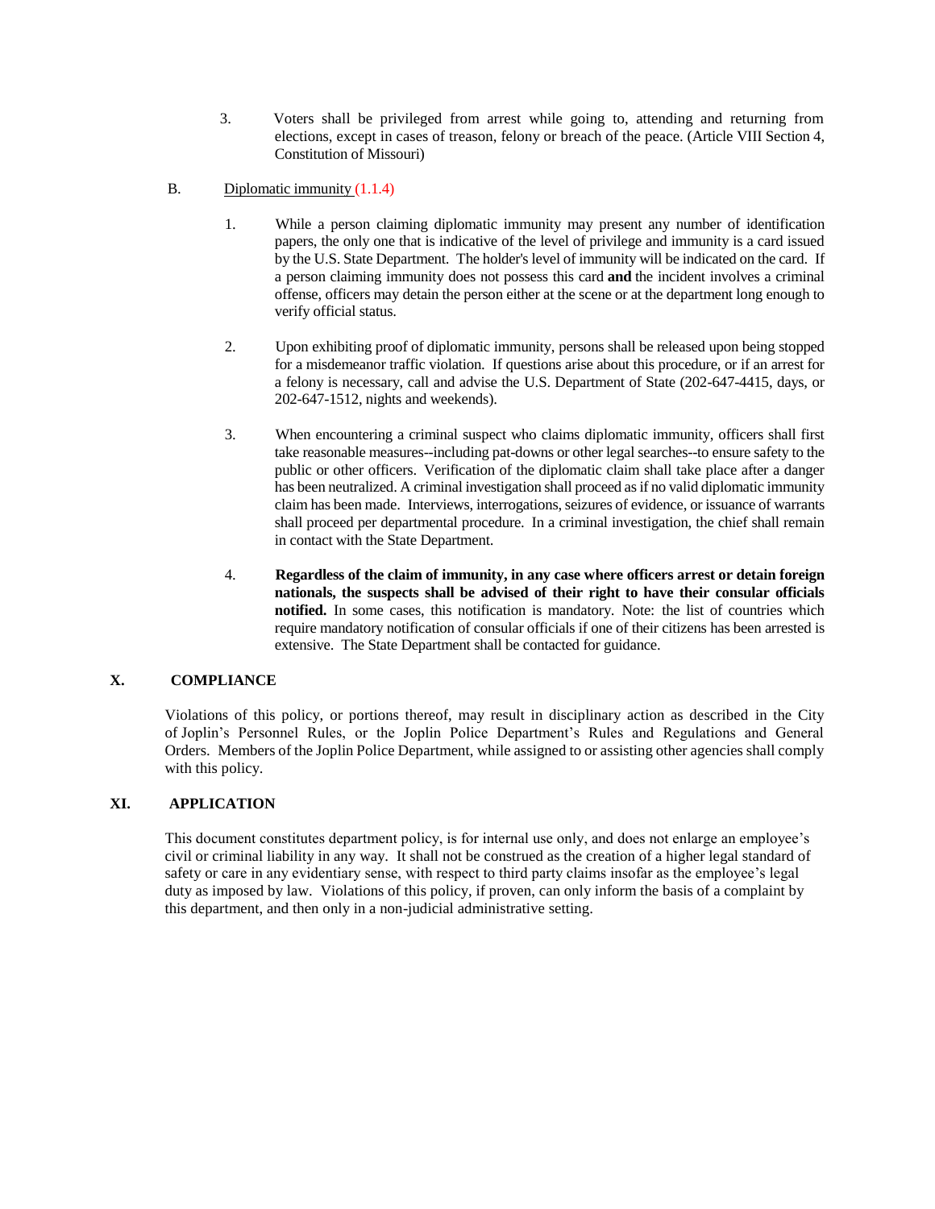3. Voters shall be privileged from arrest while going to, attending and returning from elections, except in cases of treason, felony or breach of the peace. (Article VIII Section 4, Constitution of Missouri)

B. Diplomatic immunity (1.1.4)

1. While a person claiming diplomatic immunity may present any number of identification papers, the only one that is indicative of the level of privilege and immunity is a card issued by the U.S. State Department. The holder's level of immunity will be indicated on the card. If a person claiming immunity does not possess this card **and** the incident involves a criminal offense, officers may detain the person either at the scene or at the department long enough to verify official status.

2. Upon exhibiting proof of diplomatic immunity, persons shall be released upon being stopped for a misdemeanor traffic violation. If questions arise about this procedure, or if an arrest for a felony is necessary, call and advise the U.S. Department of State (202-647-4415, days, or 202-647-1512, nights and weekends).

3. When encountering a criminal suspect who claims diplomatic immunity, officers shall first take reasonable measures--including pat-downs or other legal searches--to ensure safety to the public or other officers. Verification of the diplomatic claim shall take place after a danger has been neutralized. A criminal investigation shall proceed as if no valid diplomatic immunity claim has been made. Interviews, interrogations, seizures of evidence, or issuance of warrants shall proceed per departmental procedure. In a criminal investigation, the chief shall remain in contact with the State Department.

4. **Regardless of the claim of immunity, in any case where officers arrest or detain foreign nationals, the suspects shall be advised of their right to have their consular officials notified.** In some cases, this notification is mandatory. Note: the list of countries which require mandatory notification of consular officials if one of their citizens has been arrested is extensive. The State Department shall be contacted for guidance.

## X. COMPLIANCE

Violations of this policy, or portions thereof, may result in disciplinary action as described in the City of Joplin's Personnel Rules, or the Joplin Police Department's Rules and Regulations and General Orders. Members of the Joplin Police Department, while assigned to or assisting other agencies shall comply with this policy.

## XI. APPLICATION

This document constitutes department policy, is for internal use only, and does not enlarge an employee's civil or criminal liability in any way. It shall not be construed as the creation of a higher legal standard of safety or care in any evidentiary sense, with respect to third party claims insofar as the employee's legal duty as imposed by law. Violations of this policy, if proven, can only inform the basis of a complaint by this department, and then only in a non-judicial administrative setting.